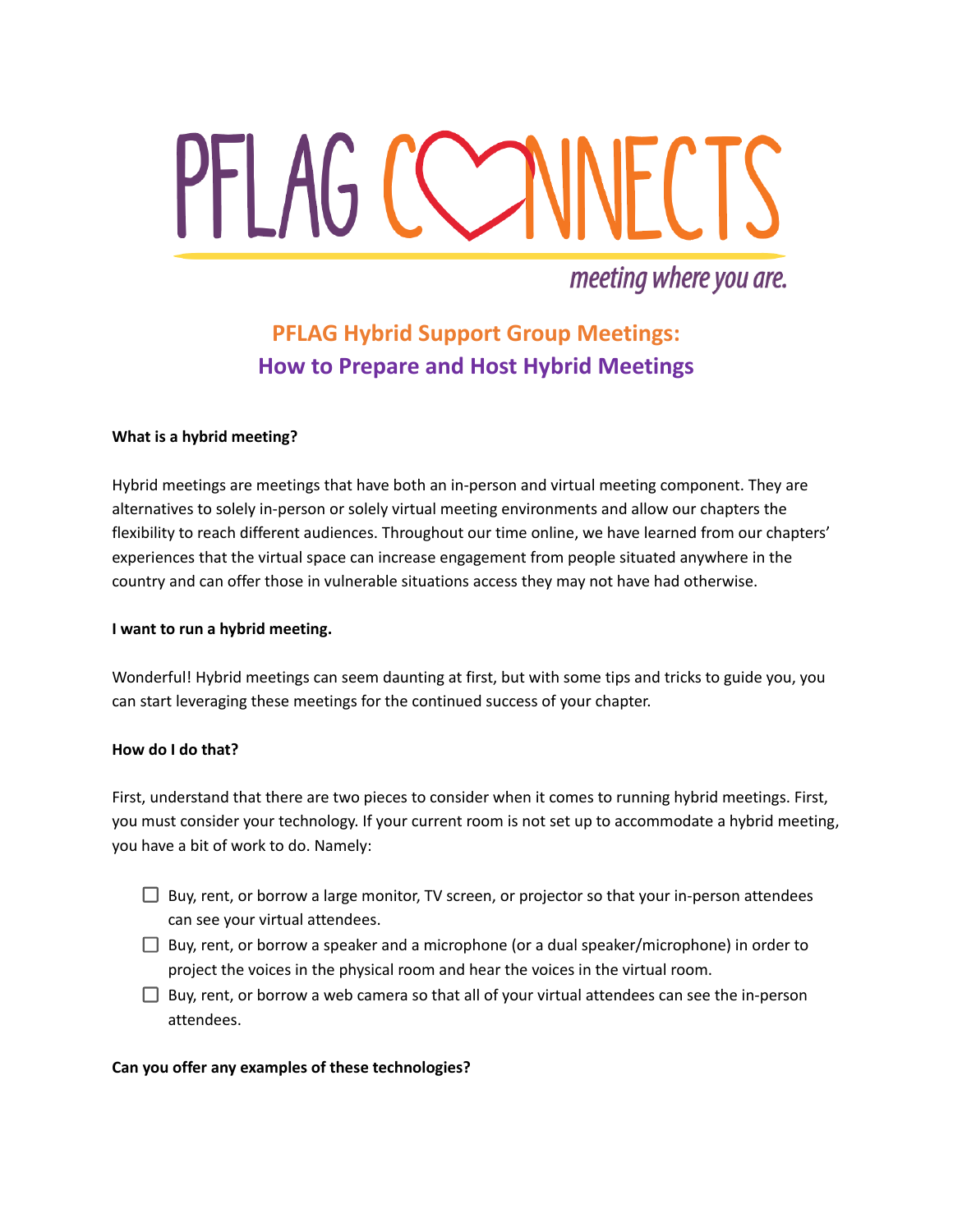# PFLAG CONNECTS

*meeting where you are.*

## PFLAG Hybrid Support Group Meetings: How to Prepare and Host Hybrid Meetings

**What is a hybrid meeting?**

Hybrid meetings are meetings that have both an in-person and virtual meeting component. They are alternatives to solely in-person or solely virtual meeting environments and allow our chapters the flexibility to reach different audiences. Throughout our time online, we have learned from our chapters' experiences that the virtual space can increase engagement from people situated anywhere in the country and can offer those in vulnerable situations access they may not have had otherwise.

**I want to run a hybrid meeting.**

Wonderful! Hybrid meetings can seem daunting at first, but with some tips and tricks to guide you, you can start leveraging these meetings for the continued success of your chapter.

**How do I do that?**

First, understand that there are two pieces to consider when it comes to running hybrid meetings. First, you must consider your technology. If your current room is not set up to accommodate a hybrid meeting, you have a bit of work to do. Namely:

- [ ] Buy, rent, or borrow a large monitor, TV screen, or projector so that your in-person attendees can see your virtual attendees.
- [ ] Buy, rent, or borrow a speaker and a microphone (or a dual speaker/microphone) in order to project the voices in the physical room and hear the voices in the virtual room.
- [ ] Buy, rent, or borrow a web camera so that all of your virtual attendees can see the in-person attendees.

**Can you offer any examples of these technologies?**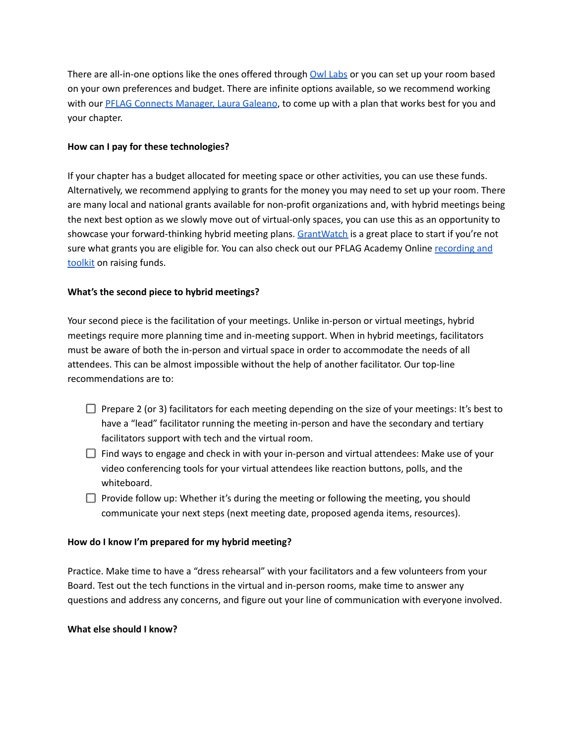There are all-in-one options like the ones offered through [Owl Labs] or you can set up your room based on your own preferences and budget. There are infinite options available, so we recommend working with our [PFLAG Connects Manager, Laura Galeano], to come up with a plan that works best for you and your chapter.

**How can I pay for these technologies?**

If your chapter has a budget allocated for meeting space or other activities, you can use these funds. Alternatively, we recommend applying to grants for the money you may need to set up your room. There are many local and national grants available for non-profit organizations and, with hybrid meetings being the next best option as we slowly move out of virtual-only spaces, you can use this as an opportunity to showcase your forward-thinking hybrid meeting plans. [GrantWatch] is a great place to start if you're not sure what grants you are eligible for. You can also check out our PFLAG Academy Online [recording and toolkit] on raising funds.

**What's the second piece to hybrid meetings?**

Your second piece is the facilitation of your meetings. Unlike in-person or virtual meetings, hybrid meetings require more planning time and in-meeting support. When in hybrid meetings, facilitators must be aware of both the in-person and virtual space in order to accommodate the needs of all attendees. This can be almost impossible without the help of another facilitator. Our top-line recommendations are to:

- [ ] Prepare 2 (or 3) facilitators for each meeting depending on the size of your meetings: It's best to have a "lead" facilitator running the meeting in-person and have the secondary and tertiary facilitators support with tech and the virtual room.
- [ ] Find ways to engage and check in with your in-person and virtual attendees: Make use of your video conferencing tools for your virtual attendees like reaction buttons, polls, and the whiteboard.
- [ ] Provide follow up: Whether it's during the meeting or following the meeting, you should communicate your next steps (next meeting date, proposed agenda items, resources).

**How do I know I'm prepared for my hybrid meeting?**

Practice. Make time to have a "dress rehearsal" with your facilitators and a few volunteers from your Board. Test out the tech functions in the virtual and in-person rooms, make time to answer any questions and address any concerns, and figure out your line of communication with everyone involved.

**What else should I know?**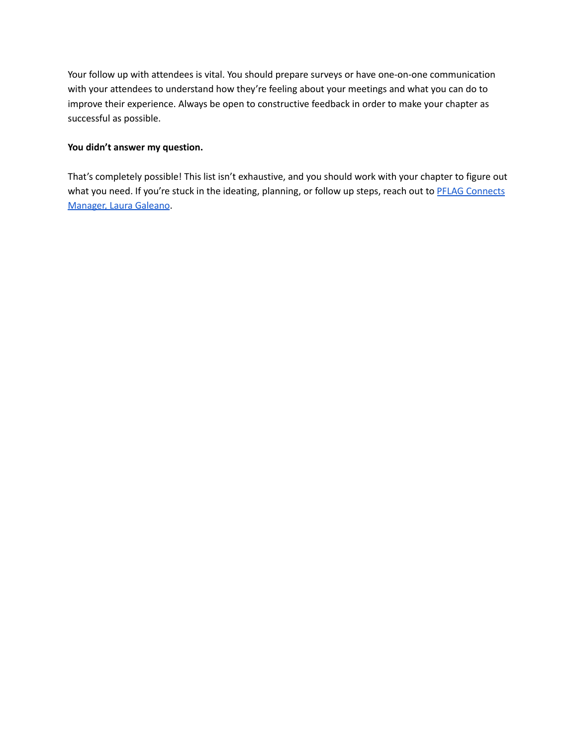Your follow up with attendees is vital. You should prepare surveys or have one-on-one communication with your attendees to understand how they're feeling about your meetings and what you can do to improve their experience. Always be open to constructive feedback in order to make your chapter as successful as possible.

**You didn't answer my question.**

That's completely possible! This list isn't exhaustive, and you should work with your chapter to figure out what you need. If you're stuck in the ideating, planning, or follow up steps, reach out to PFLAG Connects Manager, Laura Galeano.